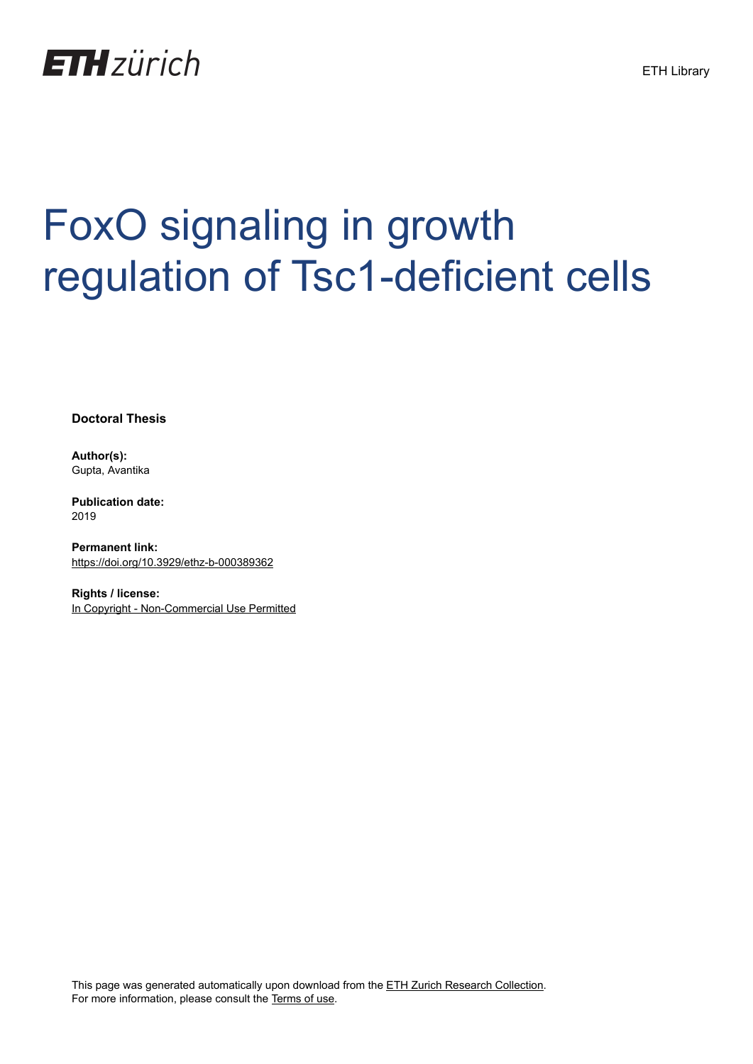ETH zürich

ETH Library

# FoxO signaling in growth regulation of Tsc1-deficient cells

**Doctoral Thesis**

**Author(s):**
Gupta, Avantika

**Publication date:**
2019

**Permanent link:**
https://doi.org/10.3929/ethz-b-000389362

**Rights / license:**
In Copyright - Non-Commercial Use Permitted

This page was generated automatically upon download from the ETH Zurich Research Collection.
For more information, please consult the Terms of use.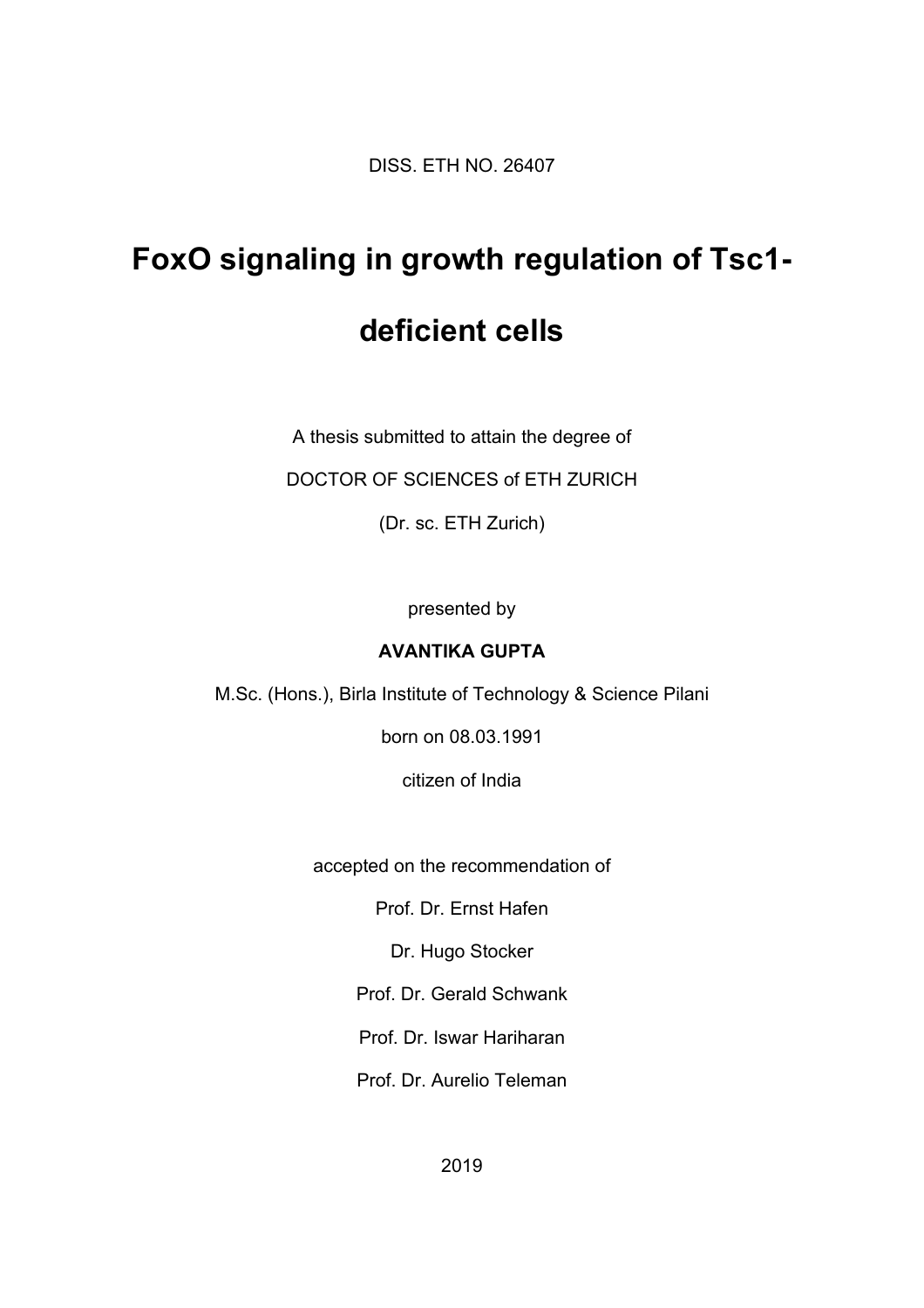DISS. ETH NO. 26407

# FoxO signaling in growth regulation of Tsc1-deficient cells

A thesis submitted to attain the degree of

DOCTOR OF SCIENCES of ETH ZURICH

(Dr. sc. ETH Zurich)

presented by

**AVANTIKA GUPTA**

M.Sc. (Hons.), Birla Institute of Technology & Science Pilani

born on 08.03.1991

citizen of India

accepted on the recommendation of

Prof. Dr. Ernst Hafen

Dr. Hugo Stocker

Prof. Dr. Gerald Schwank

Prof. Dr. Iswar Hariharan

Prof. Dr. Aurelio Teleman

2019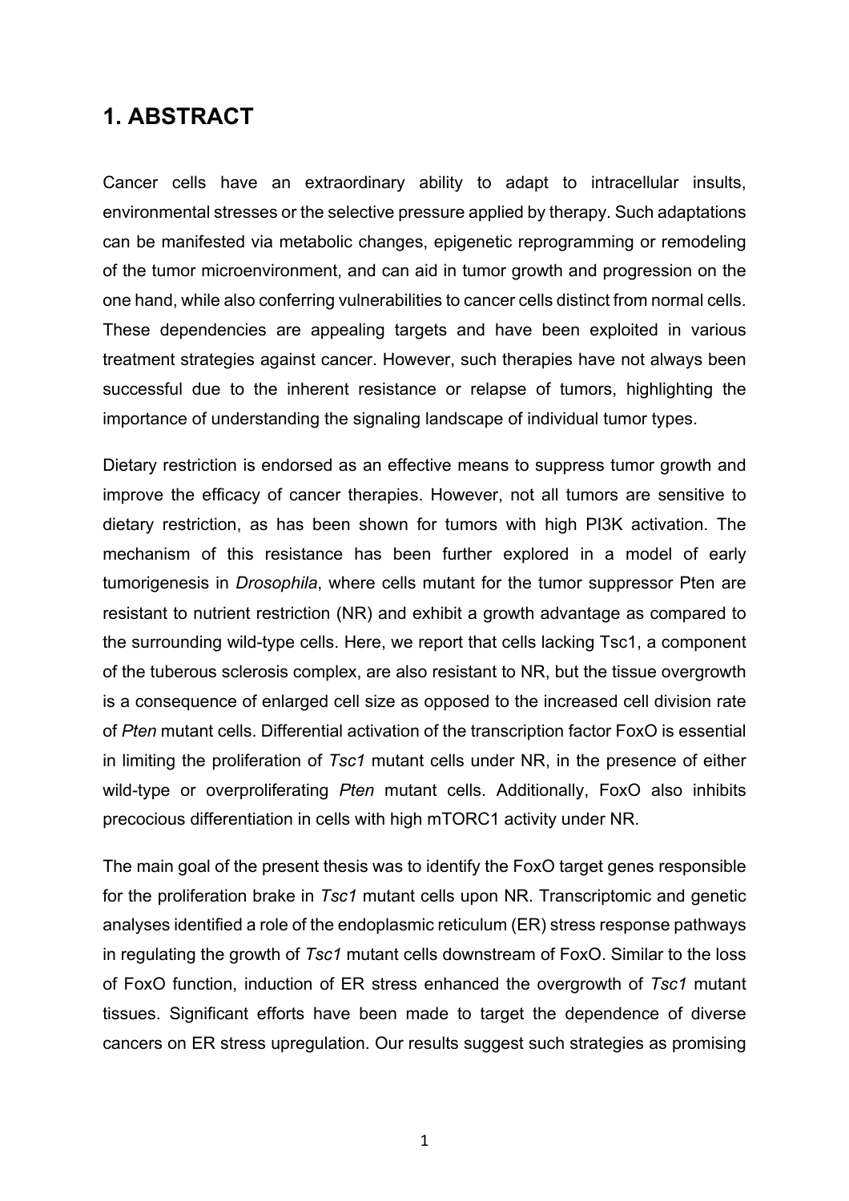# 1. ABSTRACT

Cancer cells have an extraordinary ability to adapt to intracellular insults, environmental stresses or the selective pressure applied by therapy. Such adaptations can be manifested via metabolic changes, epigenetic reprogramming or remodeling of the tumor microenvironment, and can aid in tumor growth and progression on the one hand, while also conferring vulnerabilities to cancer cells distinct from normal cells. These dependencies are appealing targets and have been exploited in various treatment strategies against cancer. However, such therapies have not always been successful due to the inherent resistance or relapse of tumors, highlighting the importance of understanding the signaling landscape of individual tumor types.

Dietary restriction is endorsed as an effective means to suppress tumor growth and improve the efficacy of cancer therapies. However, not all tumors are sensitive to dietary restriction, as has been shown for tumors with high PI3K activation. The mechanism of this resistance has been further explored in a model of early tumorigenesis in *Drosophila*, where cells mutant for the tumor suppressor Pten are resistant to nutrient restriction (NR) and exhibit a growth advantage as compared to the surrounding wild-type cells. Here, we report that cells lacking Tsc1, a component of the tuberous sclerosis complex, are also resistant to NR, but the tissue overgrowth is a consequence of enlarged cell size as opposed to the increased cell division rate of *Pten* mutant cells. Differential activation of the transcription factor FoxO is essential in limiting the proliferation of *Tsc1* mutant cells under NR, in the presence of either wild-type or overproliferating *Pten* mutant cells. Additionally, FoxO also inhibits precocious differentiation in cells with high mTORC1 activity under NR.

The main goal of the present thesis was to identify the FoxO target genes responsible for the proliferation brake in *Tsc1* mutant cells upon NR. Transcriptomic and genetic analyses identified a role of the endoplasmic reticulum (ER) stress response pathways in regulating the growth of *Tsc1* mutant cells downstream of FoxO. Similar to the loss of FoxO function, induction of ER stress enhanced the overgrowth of *Tsc1* mutant tissues. Significant efforts have been made to target the dependence of diverse cancers on ER stress upregulation. Our results suggest such strategies as promising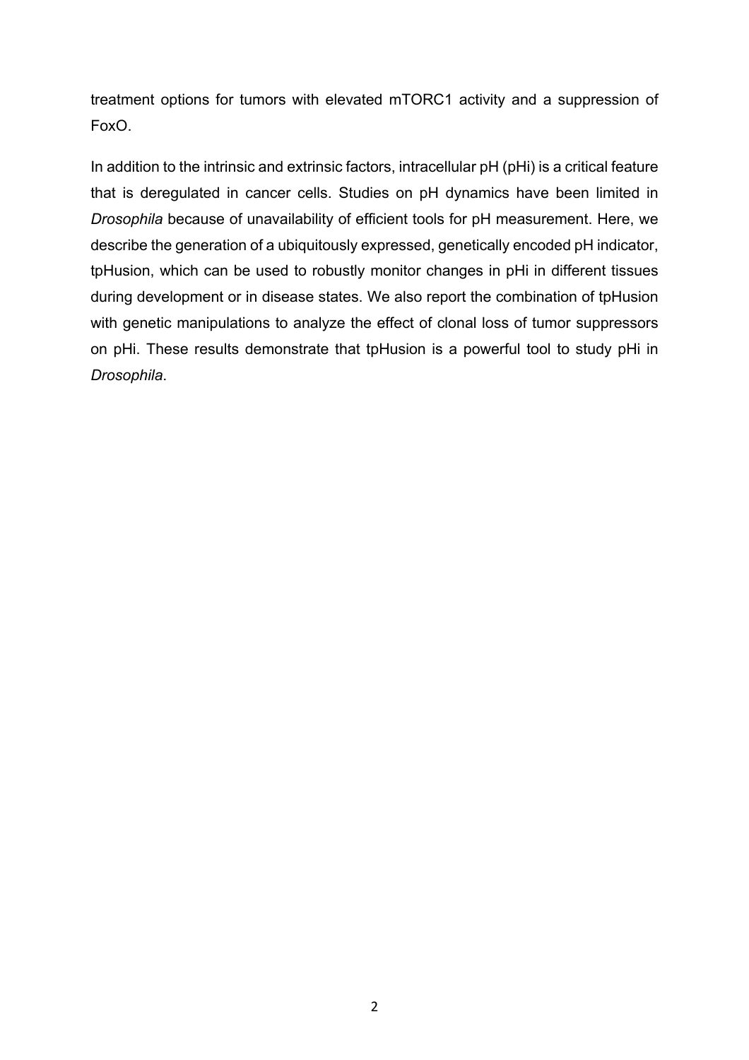treatment options for tumors with elevated mTORC1 activity and a suppression of FoxO.

In addition to the intrinsic and extrinsic factors, intracellular pH (pHi) is a critical feature that is deregulated in cancer cells. Studies on pH dynamics have been limited in *Drosophila* because of unavailability of efficient tools for pH measurement. Here, we describe the generation of a ubiquitously expressed, genetically encoded pH indicator, tpHusion, which can be used to robustly monitor changes in pHi in different tissues during development or in disease states. We also report the combination of tpHusion with genetic manipulations to analyze the effect of clonal loss of tumor suppressors on pHi. These results demonstrate that tpHusion is a powerful tool to study pHi in *Drosophila*.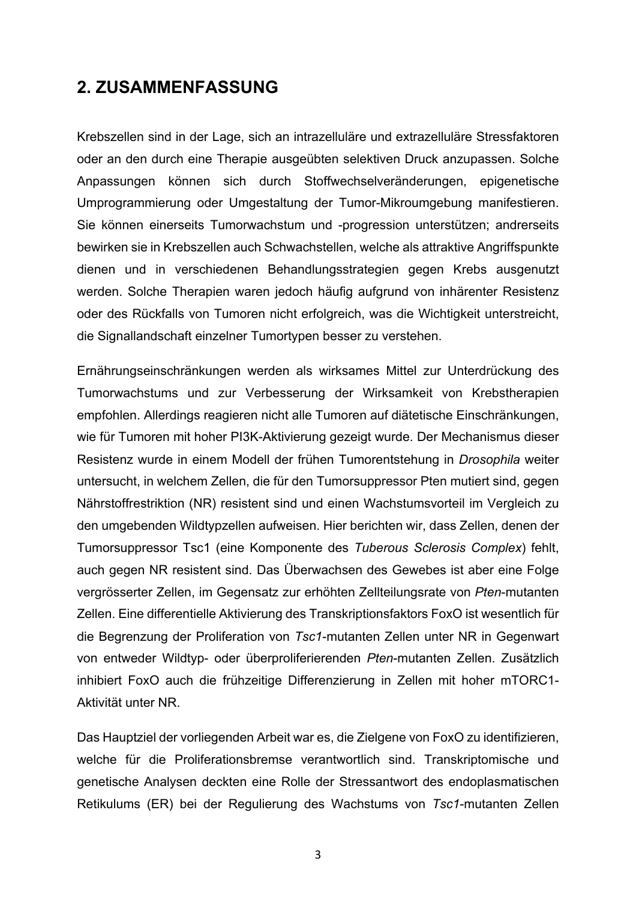## 2. ZUSAMMENFASSUNG

Krebszellen sind in der Lage, sich an intrazelluläre und extrazelluläre Stressfaktoren oder an den durch eine Therapie ausgeübten selektiven Druck anzupassen. Solche Anpassungen können sich durch Stoffwechselveränderungen, epigenetische Umprogrammierung oder Umgestaltung der Tumor-Mikroumgebung manifestieren. Sie können einerseits Tumorwachstum und -progression unterstützen; andrerseits bewirken sie in Krebszellen auch Schwachstellen, welche als attraktive Angriffspunkte dienen und in verschiedenen Behandlungsstrategien gegen Krebs ausgenutzt werden. Solche Therapien waren jedoch häufig aufgrund von inhärenter Resistenz oder des Rückfalls von Tumoren nicht erfolgreich, was die Wichtigkeit unterstreicht, die Signallandschaft einzelner Tumortypen besser zu verstehen.

Ernährungseinschränkungen werden als wirksames Mittel zur Unterdrückung des Tumorwachstums und zur Verbesserung der Wirksamkeit von Krebstherapien empfohlen. Allerdings reagieren nicht alle Tumoren auf diätetische Einschränkungen, wie für Tumoren mit hoher PI3K-Aktivierung gezeigt wurde. Der Mechanismus dieser Resistenz wurde in einem Modell der frühen Tumorentstehung in *Drosophila* weiter untersucht, in welchem Zellen, die für den Tumorsuppressor Pten mutiert sind, gegen Nährstoffrestriktion (NR) resistent sind und einen Wachstumsvorteil im Vergleich zu den umgebenden Wildtypzellen aufweisen. Hier berichten wir, dass Zellen, denen der Tumorsuppressor Tsc1 (eine Komponente des *Tuberous Sclerosis Complex*) fehlt, auch gegen NR resistent sind. Das Überwachsen des Gewebes ist aber eine Folge vergrösserter Zellen, im Gegensatz zur erhöhten Zellteilungsrate von *Pten*-mutanten Zellen. Eine differentielle Aktivierung des Transkriptionsfaktors FoxO ist wesentlich für die Begrenzung der Proliferation von *Tsc1*-mutanten Zellen unter NR in Gegenwart von entweder Wildtyp- oder überproliferierenden *Pten*-mutanten Zellen. Zusätzlich inhibiert FoxO auch die frühzeitige Differenzierung in Zellen mit hoher mTORC1-Aktivität unter NR.

Das Hauptziel der vorliegenden Arbeit war es, die Zielgene von FoxO zu identifizieren, welche für die Proliferationsbremse verantwortlich sind. Transkriptomische und genetische Analysen deckten eine Rolle der Stressantwort des endoplasmatischen Retikulums (ER) bei der Regulierung des Wachstums von *Tsc1*-mutanten Zellen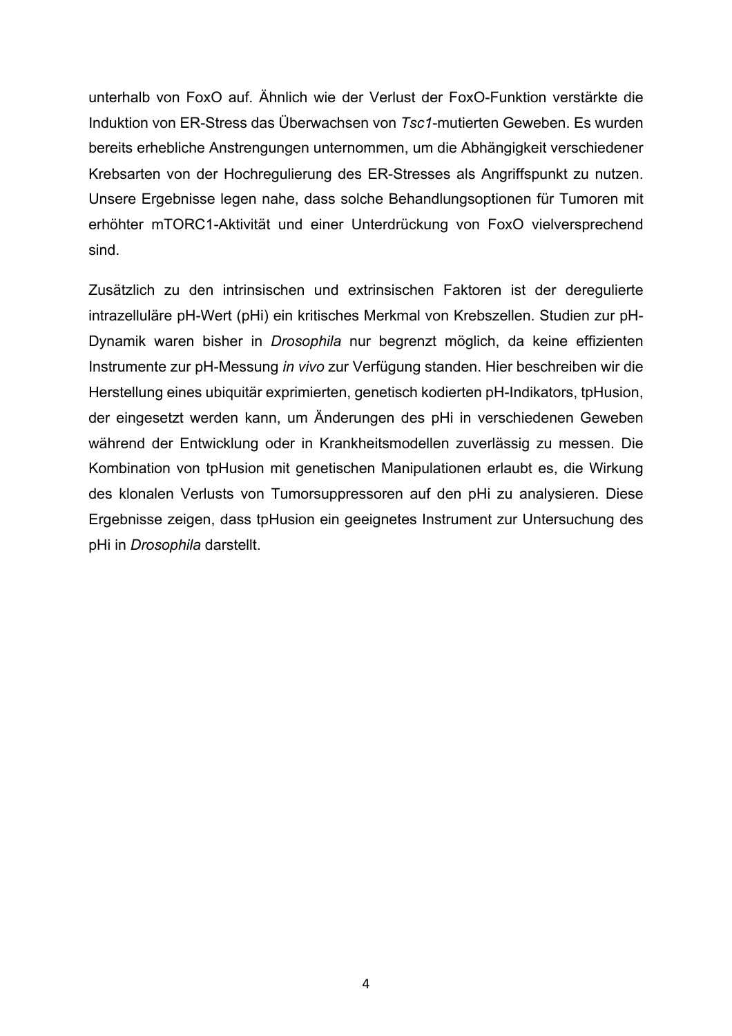unterhalb von FoxO auf. Ähnlich wie der Verlust der FoxO-Funktion verstärkte die Induktion von ER-Stress das Überwachsen von *Tsc1*-mutierten Geweben. Es wurden bereits erhebliche Anstrengungen unternommen, um die Abhängigkeit verschiedener Krebsarten von der Hochregulierung des ER-Stresses als Angriffspunkt zu nutzen. Unsere Ergebnisse legen nahe, dass solche Behandlungsoptionen für Tumoren mit erhöhter mTORC1-Aktivität und einer Unterdrückung von FoxO vielversprechend sind.

Zusätzlich zu den intrinsischen und extrinsischen Faktoren ist der deregulierte intrazelluläre pH-Wert (pHi) ein kritisches Merkmal von Krebszellen. Studien zur pH-Dynamik waren bisher in *Drosophila* nur begrenzt möglich, da keine effizienten Instrumente zur pH-Messung *in vivo* zur Verfügung standen. Hier beschreiben wir die Herstellung eines ubiquitär exprimierten, genetisch kodierten pH-Indikators, tpHusion, der eingesetzt werden kann, um Änderungen des pHi in verschiedenen Geweben während der Entwicklung oder in Krankheitsmodellen zuverlässig zu messen. Die Kombination von tpHusion mit genetischen Manipulationen erlaubt es, die Wirkung des klonalen Verlusts von Tumorsuppressoren auf den pHi zu analysieren. Diese Ergebnisse zeigen, dass tpHusion ein geeignetes Instrument zur Untersuchung des pHi in *Drosophila* darstellt.